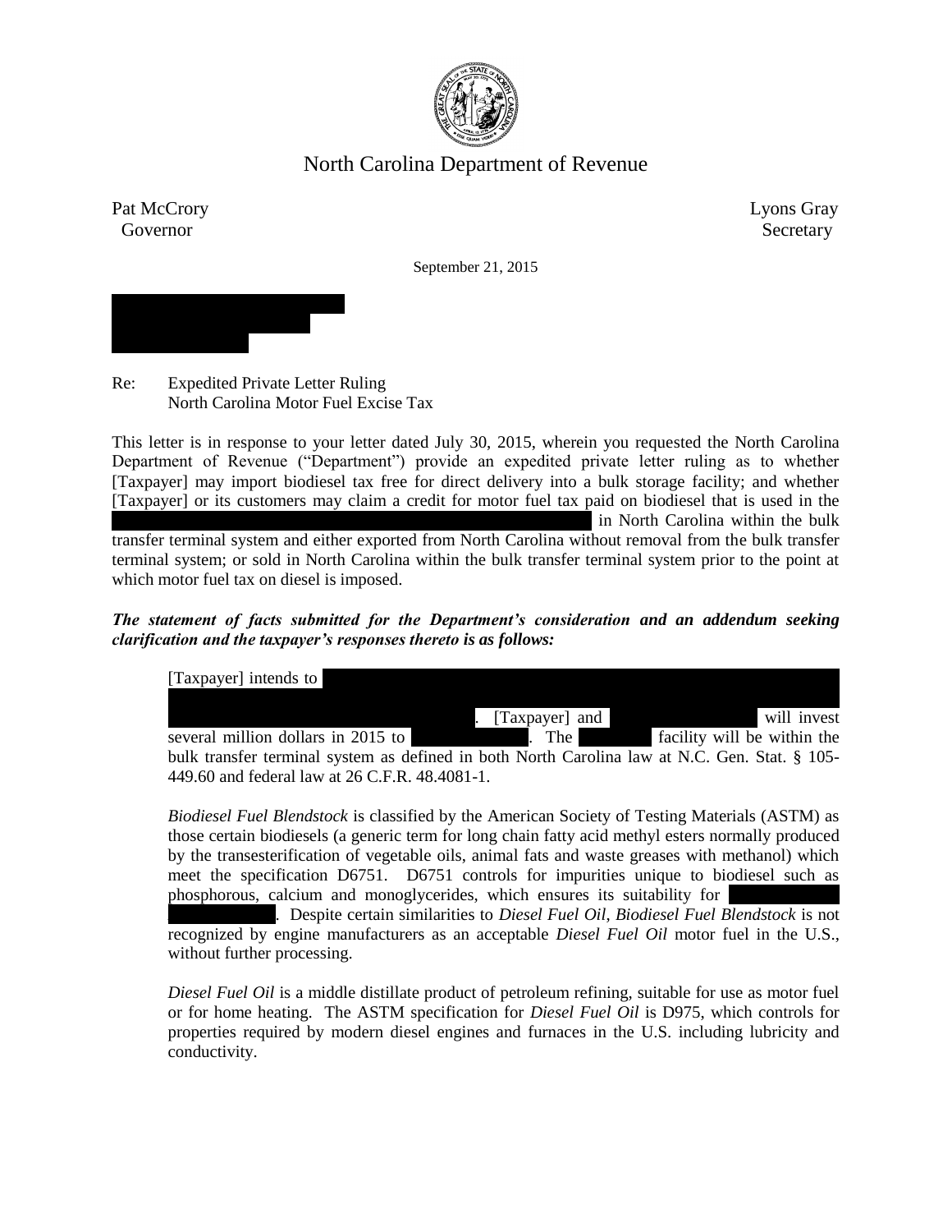North Carolina Department of Revenue

Pat McCrory
Governor

Lyons Gray
Secretary

September 21, 2015

Re: Expedited Private Letter Ruling
North Carolina Motor Fuel Excise Tax

This letter is in response to your letter dated July 30, 2015, wherein you requested the North Carolina Department of Revenue ("Department") provide an expedited private letter ruling as to whether [Taxpayer] may import biodiesel tax free for direct delivery into a bulk storage facility; and whether [Taxpayer] or its customers may claim a credit for motor fuel tax paid on biodiesel that is used in the in North Carolina within the bulk transfer terminal system and either exported from North Carolina without removal from the bulk transfer terminal system; or sold in North Carolina within the bulk transfer terminal system prior to the point at which motor fuel tax on diesel is imposed.

***The statement of facts submitted for the Department's consideration and an addendum seeking clarification and the taxpayer's responses thereto is as follows:***

> [Taxpayer] intends to . [Taxpayer] and will invest several million dollars in 2015 to . The facility will be within the bulk transfer terminal system as defined in both North Carolina law at N.C. Gen. Stat. § 105-449.60 and federal law at 26 C.F.R. 48.4081-1.
>
> *Biodiesel Fuel Blendstock* is classified by the American Society of Testing Materials (ASTM) as those certain biodiesels (a generic term for long chain fatty acid methyl esters normally produced by the transesterification of vegetable oils, animal fats and waste greases with methanol) which meet the specification D6751. D6751 controls for impurities unique to biodiesel such as phosphorous, calcium and monoglycerides, which ensures its suitability for . Despite certain similarities to *Diesel Fuel Oil*, *Biodiesel Fuel Blendstock* is not recognized by engine manufacturers as an acceptable *Diesel Fuel Oil* motor fuel in the U.S., without further processing.
>
> *Diesel Fuel Oil* is a middle distillate product of petroleum refining, suitable for use as motor fuel or for home heating. The ASTM specification for *Diesel Fuel Oil* is D975, which controls for properties required by modern diesel engines and furnaces in the U.S. including lubricity and conductivity.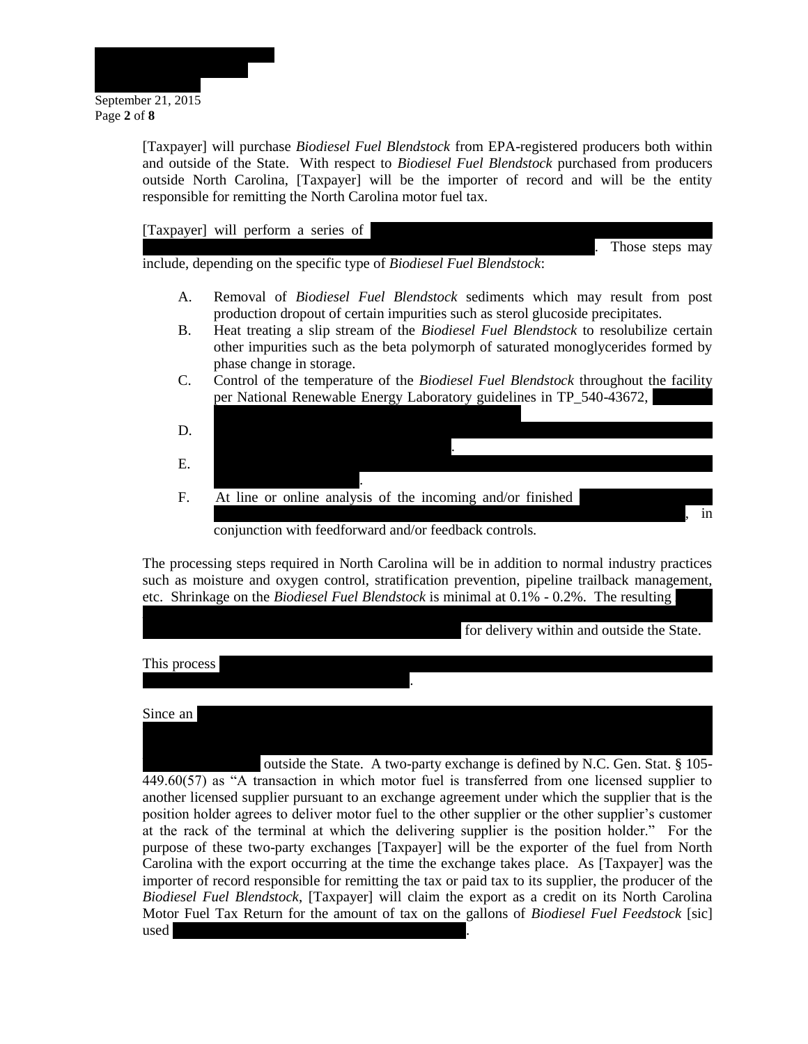[Taxpayer] will purchase *Biodiesel Fuel Blendstock* from EPA-registered producers both within and outside of the State. With respect to *Biodiesel Fuel Blendstock* purchased from producers outside North Carolina, [Taxpayer] will be the importer of record and will be the entity responsible for remitting the North Carolina motor fuel tax.

[Taxpayer] will perform a series of . Those steps may include, depending on the specific type of *Biodiesel Fuel Blendstock*:

A. Removal of *Biodiesel Fuel Blendstock* sediments which may result from post production dropout of certain impurities such as sterol glucoside precipitates.
B. Heat treating a slip stream of the *Biodiesel Fuel Blendstock* to resolubilize certain other impurities such as the beta polymorph of saturated monoglycerides formed by phase change in storage.
C. Control of the temperature of the *Biodiesel Fuel Blendstock* throughout the facility per National Renewable Energy Laboratory guidelines in TP_540-43672,
D. .
E. .
F. At line or online analysis of the incoming and/or finished , in conjunction with feedforward and/or feedback controls.

The processing steps required in North Carolina will be in addition to normal industry practices such as moisture and oxygen control, stratification prevention, pipeline trailback management, etc. Shrinkage on the *Biodiesel Fuel Blendstock* is minimal at 0.1% - 0.2%. The resulting for delivery within and outside the State.

This process .

Since an outside the State. A two-party exchange is defined by N.C. Gen. Stat. § 105-449.60(57) as "A transaction in which motor fuel is transferred from one licensed supplier to another licensed supplier pursuant to an exchange agreement under which the supplier that is the position holder agrees to deliver motor fuel to the other supplier or the other supplier's customer at the rack of the terminal at which the delivering supplier is the position holder." For the purpose of these two-party exchanges [Taxpayer] will be the exporter of the fuel from North Carolina with the export occurring at the time the exchange takes place. As [Taxpayer] was the importer of record responsible for remitting the tax or paid tax to its supplier, the producer of the *Biodiesel Fuel Blendstock*, [Taxpayer] will claim the export as a credit on its North Carolina Motor Fuel Tax Return for the amount of tax on the gallons of *Biodiesel Fuel Feedstock* [sic] used .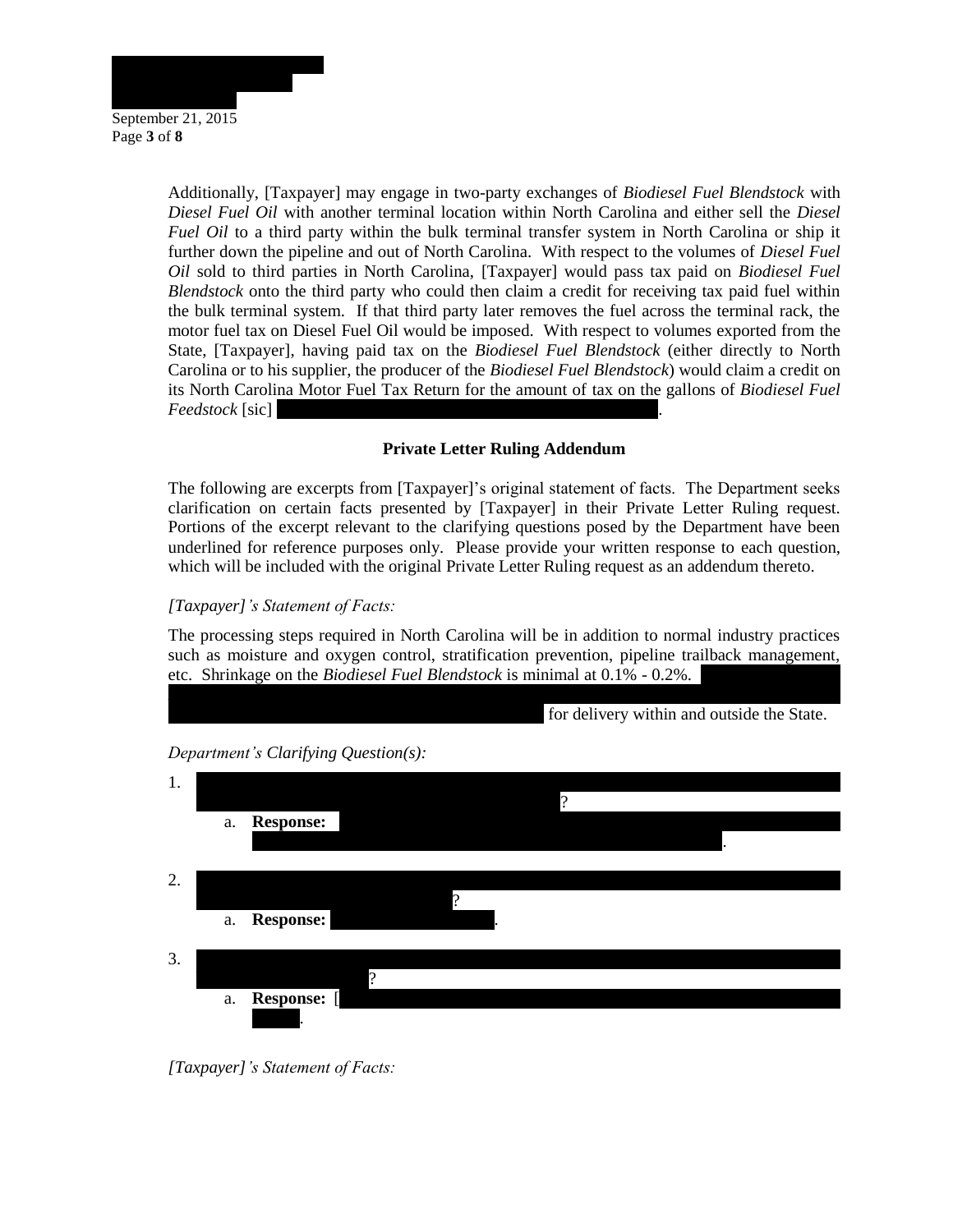Additionally, [Taxpayer] may engage in two-party exchanges of *Biodiesel Fuel Blendstock* with *Diesel Fuel Oil* with another terminal location within North Carolina and either sell the *Diesel Fuel Oil* to a third party within the bulk terminal transfer system in North Carolina or ship it further down the pipeline and out of North Carolina. With respect to the volumes of *Diesel Fuel Oil* sold to third parties in North Carolina, [Taxpayer] would pass tax paid on *Biodiesel Fuel Blendstock* onto the third party who could then claim a credit for receiving tax paid fuel within the bulk terminal system. If that third party later removes the fuel across the terminal rack, the motor fuel tax on Diesel Fuel Oil would be imposed. With respect to volumes exported from the State, [Taxpayer], having paid tax on the *Biodiesel Fuel Blendstock* (either directly to North Carolina or to his supplier, the producer of the *Biodiesel Fuel Blendstock*) would claim a credit on its North Carolina Motor Fuel Tax Return for the amount of tax on the gallons of *Biodiesel Fuel Feedstock* [sic] [REDACTED].

**Private Letter Ruling Addendum**

The following are excerpts from [Taxpayer]'s original statement of facts. The Department seeks clarification on certain facts presented by [Taxpayer] in their Private Letter Ruling request. Portions of the excerpt relevant to the clarifying questions posed by the Department have been underlined for reference purposes only. Please provide your written response to each question, which will be included with the original Private Letter Ruling request as an addendum thereto.

*[Taxpayer]'s Statement of Facts:*

The processing steps required in North Carolina will be in addition to normal industry practices such as moisture and oxygen control, stratification prevention, pipeline trailback management, etc. Shrinkage on the *Biodiesel Fuel Blendstock* is minimal at 0.1% - 0.2%. [REDACTED] for delivery within and outside the State.

*Department's Clarifying Question(s):*

1. [REDACTED]?
   a. **Response:** [REDACTED].

2. [REDACTED]?
   a. **Response:** [REDACTED].

3. [REDACTED]?
   a. **Response:** [[REDACTED].

*[Taxpayer]'s Statement of Facts:*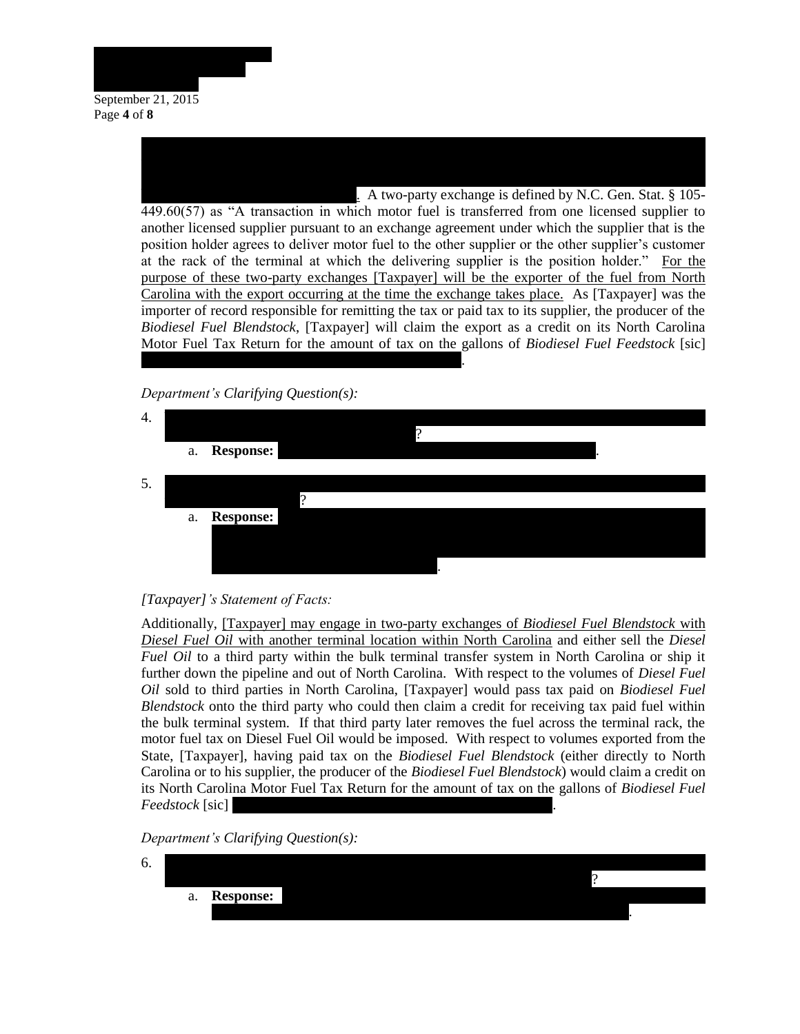. A two-party exchange is defined by N.C. Gen. Stat. § 105-449.60(57) as "A transaction in which motor fuel is transferred from one licensed supplier to another licensed supplier pursuant to an exchange agreement under which the supplier that is the position holder agrees to deliver motor fuel to the other supplier or the other supplier's customer at the rack of the terminal at which the delivering supplier is the position holder." For the purpose of these two-party exchanges [Taxpayer] will be the exporter of the fuel from North Carolina with the export occurring at the time the exchange takes place. As [Taxpayer] was the importer of record responsible for remitting the tax or paid tax to its supplier, the producer of the *Biodiesel Fuel Blendstock*, [Taxpayer] will claim the export as a credit on its North Carolina Motor Fuel Tax Return for the amount of tax on the gallons of *Biodiesel Fuel Feedstock* [sic] .

*Department's Clarifying Question(s):*

4. ?
   a. **Response:** .

5. ?
   a. **Response:** .

*[Taxpayer]'s Statement of Facts:*

Additionally, [Taxpayer] may engage in two-party exchanges of *Biodiesel Fuel Blendstock* with *Diesel Fuel Oil* with another terminal location within North Carolina and either sell the *Diesel Fuel Oil* to a third party within the bulk terminal transfer system in North Carolina or ship it further down the pipeline and out of North Carolina. With respect to the volumes of *Diesel Fuel Oil* sold to third parties in North Carolina, [Taxpayer] would pass tax paid on *Biodiesel Fuel Blendstock* onto the third party who could then claim a credit for receiving tax paid fuel within the bulk terminal system. If that third party later removes the fuel across the terminal rack, the motor fuel tax on Diesel Fuel Oil would be imposed. With respect to volumes exported from the State, [Taxpayer], having paid tax on the *Biodiesel Fuel Blendstock* (either directly to North Carolina or to his supplier, the producer of the *Biodiesel Fuel Blendstock*) would claim a credit on its North Carolina Motor Fuel Tax Return for the amount of tax on the gallons of *Biodiesel Fuel Feedstock* [sic] .

*Department's Clarifying Question(s):*

6. ?
   a. **Response:** .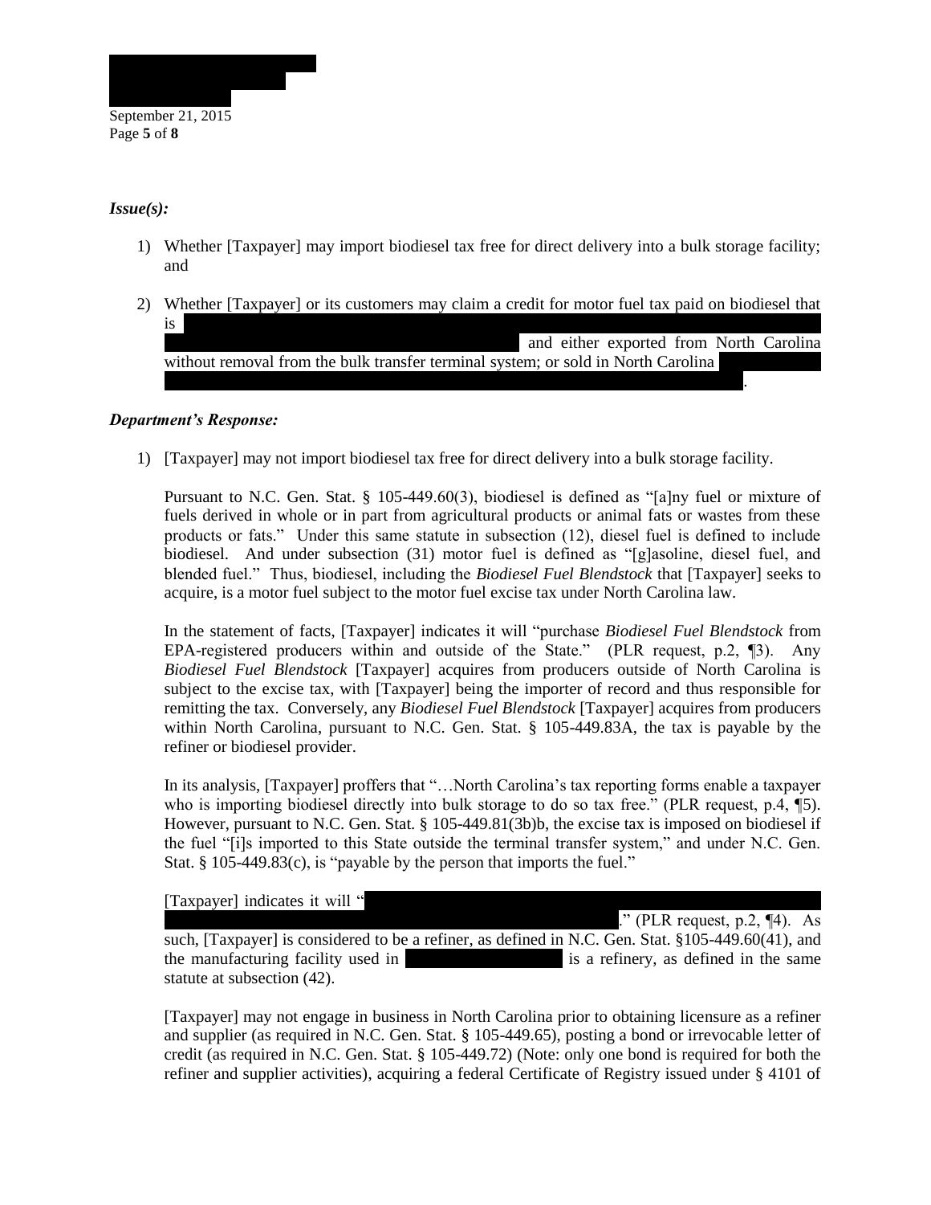***Issue(s):***

1) Whether [Taxpayer] may import biodiesel tax free for direct delivery into a bulk storage facility; and

2) Whether [Taxpayer] or its customers may claim a credit for motor fuel tax paid on biodiesel that is [REDACTED] and either exported from North Carolina without removal from the bulk transfer terminal system; or sold in North Carolina [REDACTED].

***Department's Response:***

1) [Taxpayer] may not import biodiesel tax free for direct delivery into a bulk storage facility.

   Pursuant to N.C. Gen. Stat. § 105-449.60(3), biodiesel is defined as "[a]ny fuel or mixture of fuels derived in whole or in part from agricultural products or animal fats or wastes from these products or fats." Under this same statute in subsection (12), diesel fuel is defined to include biodiesel. And under subsection (31) motor fuel is defined as "[g]asoline, diesel fuel, and blended fuel." Thus, biodiesel, including the *Biodiesel Fuel Blendstock* that [Taxpayer] seeks to acquire, is a motor fuel subject to the motor fuel excise tax under North Carolina law.

   In the statement of facts, [Taxpayer] indicates it will "purchase *Biodiesel Fuel Blendstock* from EPA-registered producers within and outside of the State." (PLR request, p.2, ¶3). Any *Biodiesel Fuel Blendstock* [Taxpayer] acquires from producers outside of North Carolina is subject to the excise tax, with [Taxpayer] being the importer of record and thus responsible for remitting the tax. Conversely, any *Biodiesel Fuel Blendstock* [Taxpayer] acquires from producers within North Carolina, pursuant to N.C. Gen. Stat. § 105-449.83A, the tax is payable by the refiner or biodiesel provider.

   In its analysis, [Taxpayer] proffers that "…North Carolina's tax reporting forms enable a taxpayer who is importing biodiesel directly into bulk storage to do so tax free." (PLR request, p.4, ¶5). However, pursuant to N.C. Gen. Stat. § 105-449.81(3b)b, the excise tax is imposed on biodiesel if the fuel "[i]s imported to this State outside the terminal transfer system," and under N.C. Gen. Stat. § 105-449.83(c), is "payable by the person that imports the fuel."

   [Taxpayer] indicates it will "[REDACTED]." (PLR request, p.2, ¶4). As such, [Taxpayer] is considered to be a refiner, as defined in N.C. Gen. Stat. §105-449.60(41), and the manufacturing facility used in [REDACTED] is a refinery, as defined in the same statute at subsection (42).

   [Taxpayer] may not engage in business in North Carolina prior to obtaining licensure as a refiner and supplier (as required in N.C. Gen. Stat. § 105-449.65), posting a bond or irrevocable letter of credit (as required in N.C. Gen. Stat. § 105-449.72) (Note: only one bond is required for both the refiner and supplier activities), acquiring a federal Certificate of Registry issued under § 4101 of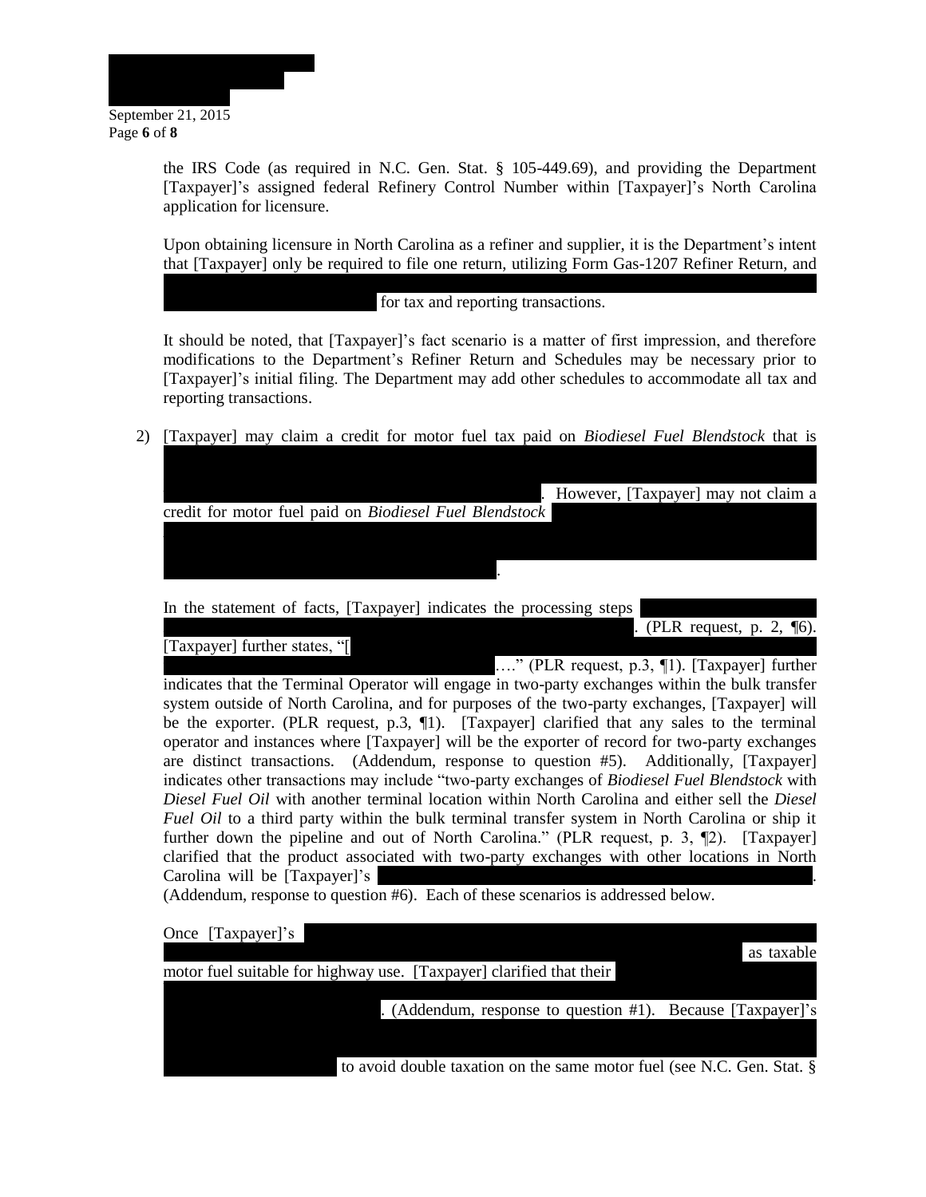the IRS Code (as required in N.C. Gen. Stat. § 105-449.69), and providing the Department [Taxpayer]'s assigned federal Refinery Control Number within [Taxpayer]'s North Carolina application for licensure.

Upon obtaining licensure in North Carolina as a refiner and supplier, it is the Department's intent that [Taxpayer] only be required to file one return, utilizing Form Gas-1207 Refiner Return, and for tax and reporting transactions.

It should be noted, that [Taxpayer]'s fact scenario is a matter of first impression, and therefore modifications to the Department's Refiner Return and Schedules may be necessary prior to [Taxpayer]'s initial filing. The Department may add other schedules to accommodate all tax and reporting transactions.

2) [Taxpayer] may claim a credit for motor fuel tax paid on *Biodiesel Fuel Blendstock* that is . However, [Taxpayer] may not claim a credit for motor fuel paid on *Biodiesel Fuel Blendstock* .

In the statement of facts, [Taxpayer] indicates the processing steps . (PLR request, p. 2, ¶6). [Taxpayer] further states, "[ …." (PLR request, p.3, ¶1). [Taxpayer] further indicates that the Terminal Operator will engage in two-party exchanges within the bulk transfer system outside of North Carolina, and for purposes of the two-party exchanges, [Taxpayer] will be the exporter. (PLR request, p.3, ¶1). [Taxpayer] clarified that any sales to the terminal operator and instances where [Taxpayer] will be the exporter of record for two-party exchanges are distinct transactions. (Addendum, response to question #5). Additionally, [Taxpayer] indicates other transactions may include "two-party exchanges of *Biodiesel Fuel Blendstock* with *Diesel Fuel Oil* with another terminal location within North Carolina and either sell the *Diesel Fuel Oil* to a third party within the bulk terminal transfer system in North Carolina or ship it further down the pipeline and out of North Carolina." (PLR request, p. 3, ¶2). [Taxpayer] clarified that the product associated with two-party exchanges with other locations in North Carolina will be [Taxpayer]'s . (Addendum, response to question #6). Each of these scenarios is addressed below.

Once [Taxpayer]'s as taxable motor fuel suitable for highway use. [Taxpayer] clarified that their . (Addendum, response to question #1). Because [Taxpayer]'s to avoid double taxation on the same motor fuel (see N.C. Gen. Stat. §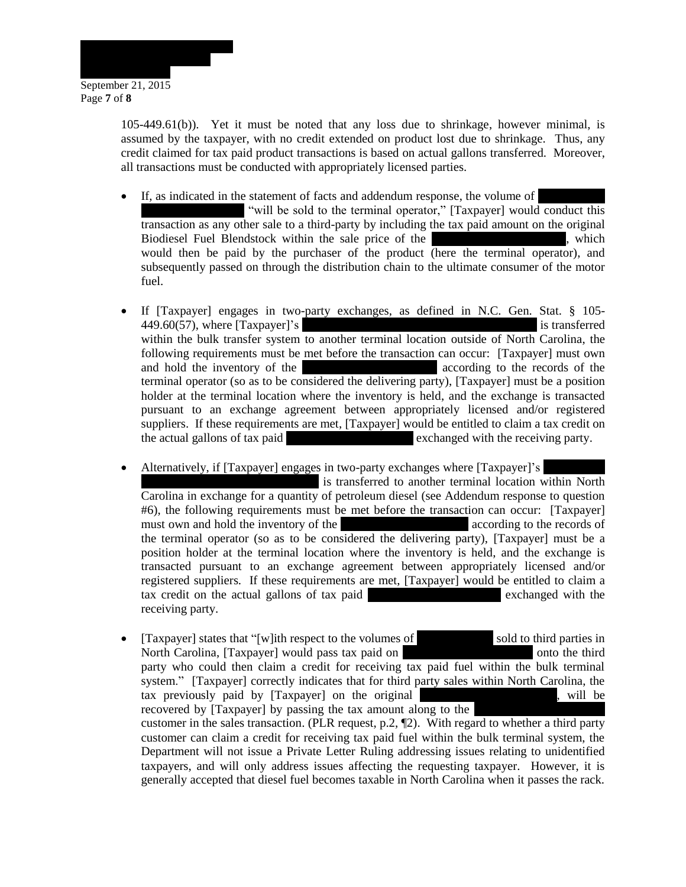105-449.61(b)). Yet it must be noted that any loss due to shrinkage, however minimal, is assumed by the taxpayer, with no credit extended on product lost due to shrinkage. Thus, any credit claimed for tax paid product transactions is based on actual gallons transferred. Moreover, all transactions must be conducted with appropriately licensed parties.

- If, as indicated in the statement of facts and addendum response, the volume of "will be sold to the terminal operator," [Taxpayer] would conduct this transaction as any other sale to a third-party by including the tax paid amount on the original Biodiesel Fuel Blendstock within the sale price of the , which would then be paid by the purchaser of the product (here the terminal operator), and subsequently passed on through the distribution chain to the ultimate consumer of the motor fuel.

- If [Taxpayer] engages in two-party exchanges, as defined in N.C. Gen. Stat. § 105-449.60(57), where [Taxpayer]'s is transferred within the bulk transfer system to another terminal location outside of North Carolina, the following requirements must be met before the transaction can occur: [Taxpayer] must own and hold the inventory of the according to the records of the terminal operator (so as to be considered the delivering party), [Taxpayer] must be a position holder at the terminal location where the inventory is held, and the exchange is transacted pursuant to an exchange agreement between appropriately licensed and/or registered suppliers. If these requirements are met, [Taxpayer] would be entitled to claim a tax credit on the actual gallons of tax paid exchanged with the receiving party.

- Alternatively, if [Taxpayer] engages in two-party exchanges where [Taxpayer]'s is transferred to another terminal location within North Carolina in exchange for a quantity of petroleum diesel (see Addendum response to question #6), the following requirements must be met before the transaction can occur: [Taxpayer] must own and hold the inventory of the according to the records of the terminal operator (so as to be considered the delivering party), [Taxpayer] must be a position holder at the terminal location where the inventory is held, and the exchange is transacted pursuant to an exchange agreement between appropriately licensed and/or registered suppliers. If these requirements are met, [Taxpayer] would be entitled to claim a tax credit on the actual gallons of tax paid exchanged with the receiving party.

- [Taxpayer] states that "[w]ith respect to the volumes of sold to third parties in North Carolina, [Taxpayer] would pass tax paid on onto the third party who could then claim a credit for receiving tax paid fuel within the bulk terminal system." [Taxpayer] correctly indicates that for third party sales within North Carolina, the tax previously paid by [Taxpayer] on the original , will be recovered by [Taxpayer] by passing the tax amount along to the customer in the sales transaction. (PLR request, p.2, ¶2). With regard to whether a third party customer can claim a credit for receiving tax paid fuel within the bulk terminal system, the Department will not issue a Private Letter Ruling addressing issues relating to unidentified taxpayers, and will only address issues affecting the requesting taxpayer. However, it is generally accepted that diesel fuel becomes taxable in North Carolina when it passes the rack.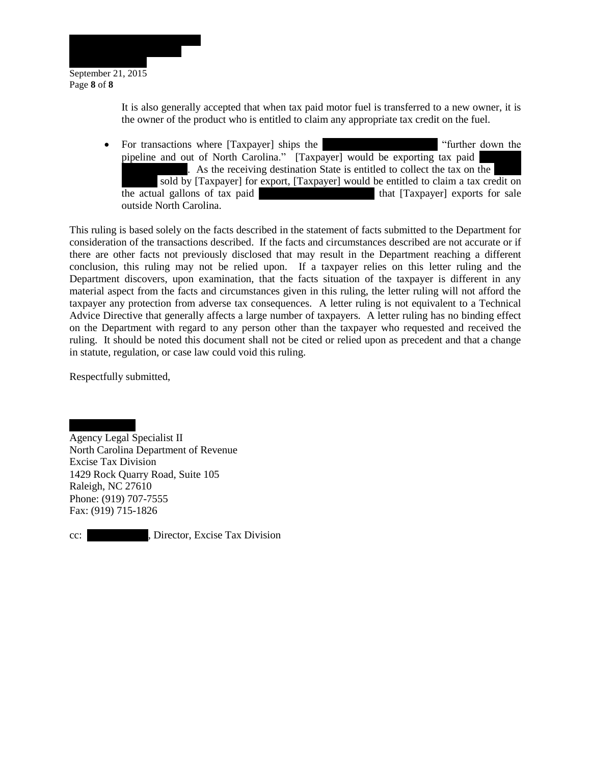It is also generally accepted that when tax paid motor fuel is transferred to a new owner, it is the owner of the product who is entitled to claim any appropriate tax credit on the fuel.

- For transactions where [Taxpayer] ships the ████████ "further down the pipeline and out of North Carolina." [Taxpayer] would be exporting tax paid ████████. As the receiving destination State is entitled to collect the tax on the ████ sold by [Taxpayer] for export, [Taxpayer] would be entitled to claim a tax credit on the actual gallons of tax paid ████████ that [Taxpayer] exports for sale outside North Carolina.

This ruling is based solely on the facts described in the statement of facts submitted to the Department for consideration of the transactions described. If the facts and circumstances described are not accurate or if there are other facts not previously disclosed that may result in the Department reaching a different conclusion, this ruling may not be relied upon. If a taxpayer relies on this letter ruling and the Department discovers, upon examination, that the facts situation of the taxpayer is different in any material aspect from the facts and circumstances given in this ruling, the letter ruling will not afford the taxpayer any protection from adverse tax consequences. A letter ruling is not equivalent to a Technical Advice Directive that generally affects a large number of taxpayers. A letter ruling has no binding effect on the Department with regard to any person other than the taxpayer who requested and received the ruling. It should be noted this document shall not be cited or relied upon as precedent and that a change in statute, regulation, or case law could void this ruling.

Respectfully submitted,

████████

Agency Legal Specialist II
North Carolina Department of Revenue
Excise Tax Division
1429 Rock Quarry Road, Suite 105
Raleigh, NC 27610
Phone: (919) 707-7555
Fax: (919) 715-1826

cc: ████████, Director, Excise Tax Division